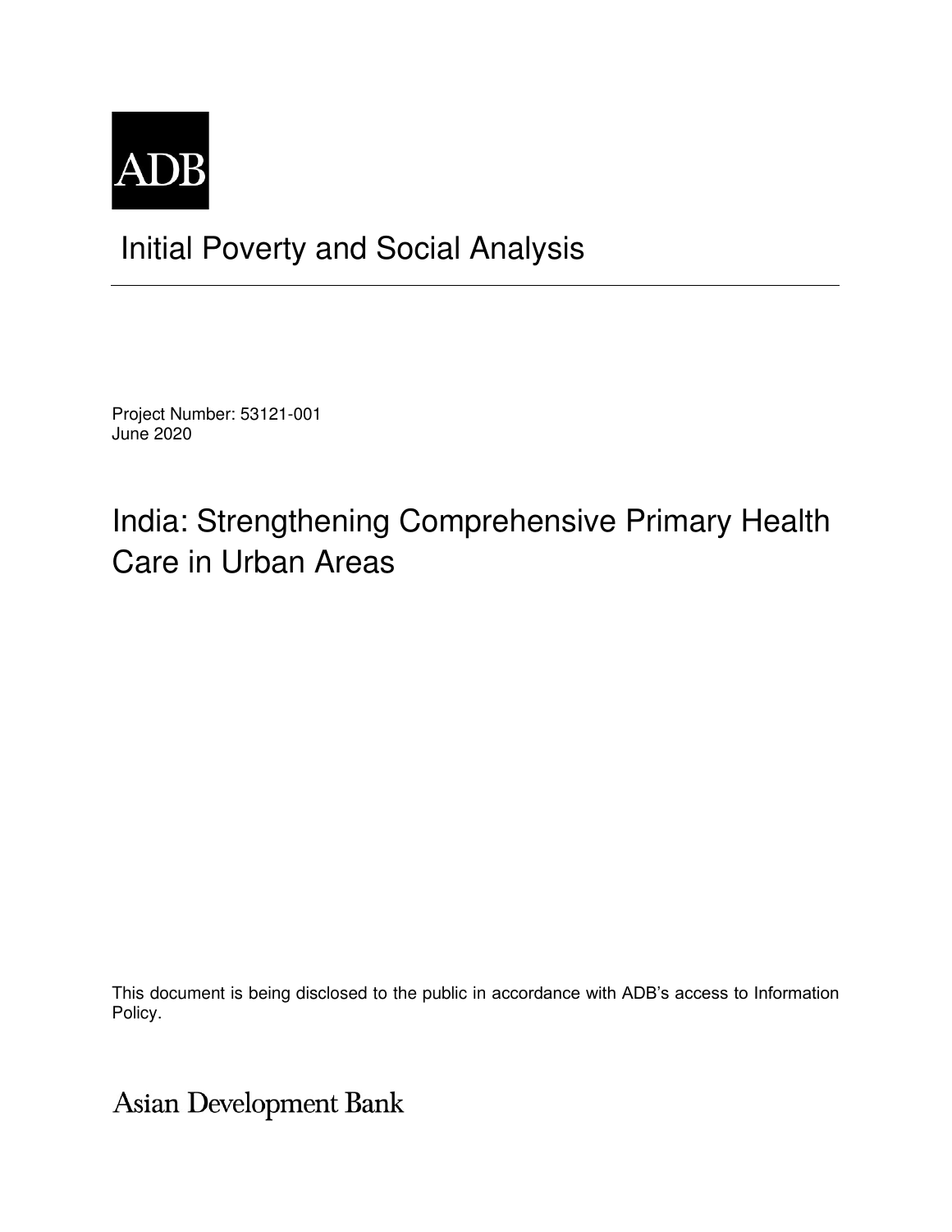ADB

# Initial Poverty and Social Analysis

Project Number: 53121-001
June 2020

# India: Strengthening Comprehensive Primary Health Care in Urban Areas

This document is being disclosed to the public in accordance with ADB's access to Information Policy.

Asian Development Bank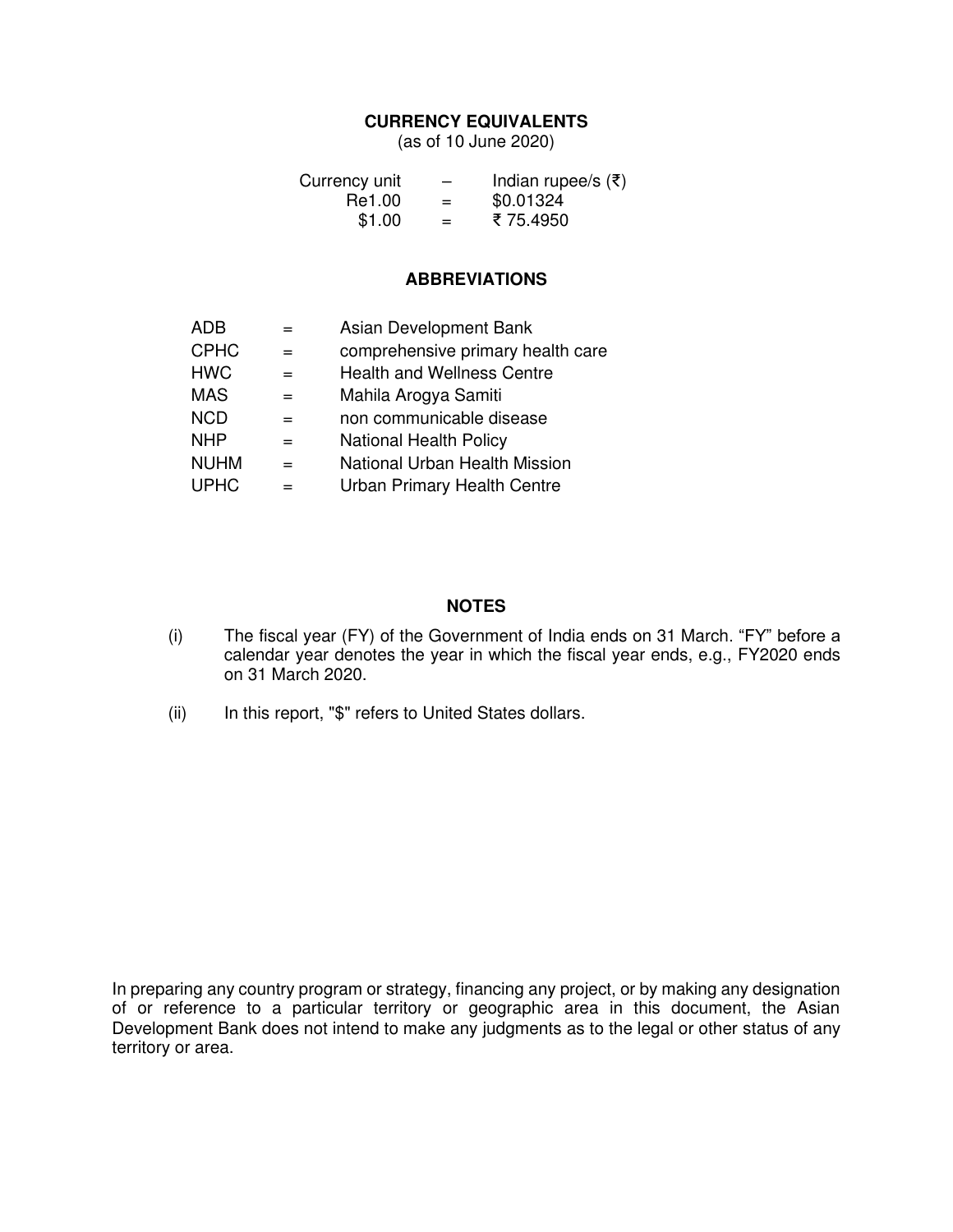## CURRENCY EQUIVALENTS

(as of 10 June 2020)

| Currency unit | – | Indian rupee/s (₹) |
|---|---|---|
| Re1.00 | = | $0.01324 |
| $1.00 | = | ₹ 75.4950 |

## ABBREVIATIONS

| | | |
|---|---|---|
| ADB | = | Asian Development Bank |
| CPHC | = | comprehensive primary health care |
| HWC | = | Health and Wellness Centre |
| MAS | = | Mahila Arogya Samiti |
| NCD | = | non communicable disease |
| NHP | = | National Health Policy |
| NUHM | = | National Urban Health Mission |
| UPHC | = | Urban Primary Health Centre |

## NOTES

(i) The fiscal year (FY) of the Government of India ends on 31 March. "FY" before a calendar year denotes the year in which the fiscal year ends, e.g., FY2020 ends on 31 March 2020.

(ii) In this report, "$" refers to United States dollars.

In preparing any country program or strategy, financing any project, or by making any designation of or reference to a particular territory or geographic area in this document, the Asian Development Bank does not intend to make any judgments as to the legal or other status of any territory or area.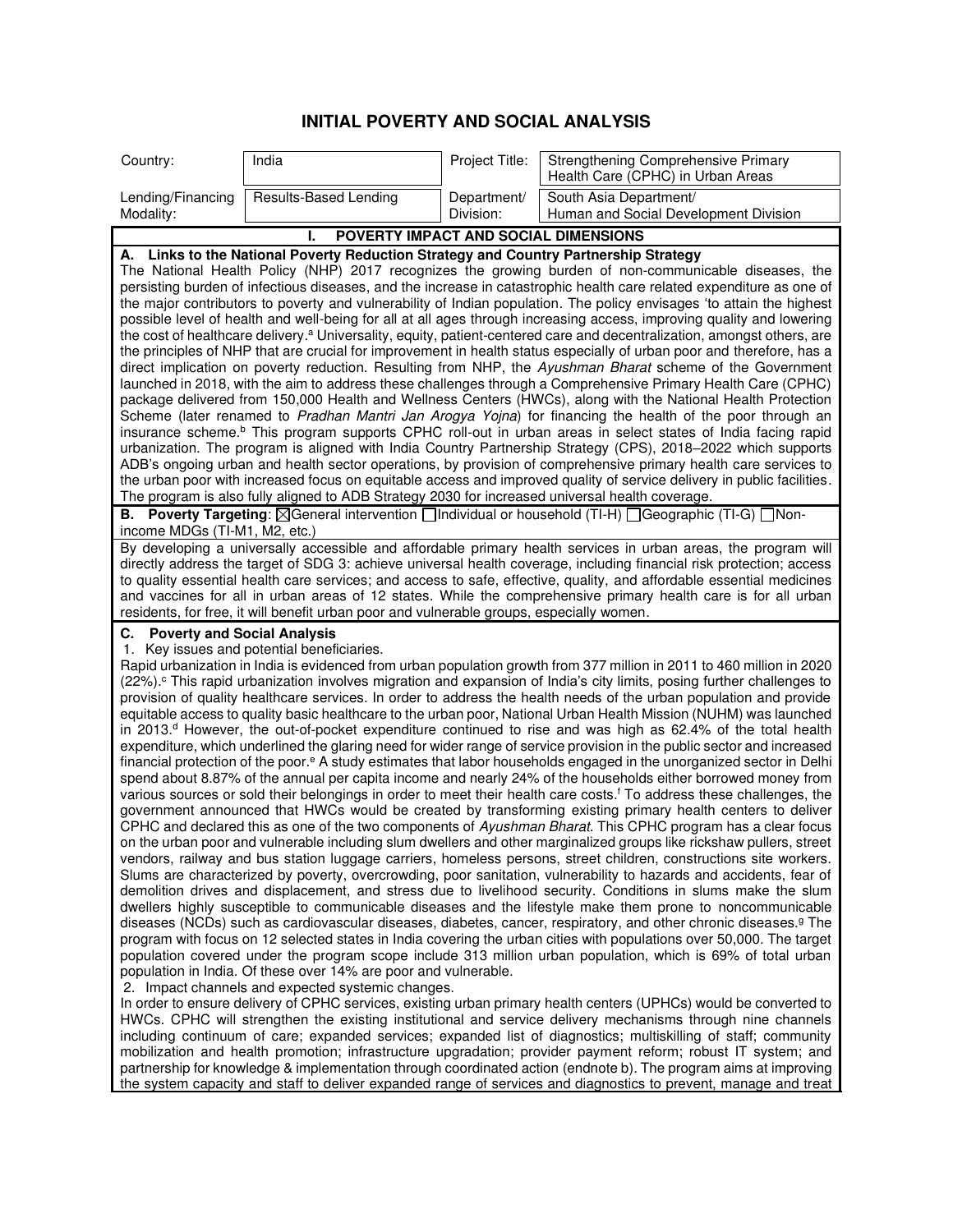# INITIAL POVERTY AND SOCIAL ANALYSIS

| Country: | India | Project Title: | Strengthening Comprehensive Primary Health Care (CPHC) in Urban Areas |
|---|---|---|---|
| Lending/Financing Modality: | Results-Based Lending | Department/ Division: | South Asia Department/ Human and Social Development Division |

## I. POVERTY IMPACT AND SOCIAL DIMENSIONS

**A. Links to the National Poverty Reduction Strategy and Country Partnership Strategy**

The National Health Policy (NHP) 2017 recognizes the growing burden of non-communicable diseases, the persisting burden of infectious diseases, and the increase in catastrophic health care related expenditure as one of the major contributors to poverty and vulnerability of Indian population. The policy envisages 'to attain the highest possible level of health and well-being for all at all ages through increasing access, improving quality and lowering the cost of healthcare delivery.[a] Universality, equity, patient-centered care and decentralization, amongst others, are the principles of NHP that are crucial for improvement in health status especially of urban poor and therefore, has a direct implication on poverty reduction. Resulting from NHP, the *Ayushman Bharat* scheme of the Government launched in 2018, with the aim to address these challenges through a Comprehensive Primary Health Care (CPHC) package delivered from 150,000 Health and Wellness Centers (HWCs), along with the National Health Protection Scheme (later renamed to *Pradhan Mantri Jan Arogya Yojna*) for financing the health of the poor through an insurance scheme.[b] This program supports CPHC roll-out in urban areas in select states of India facing rapid urbanization. The program is aligned with India Country Partnership Strategy (CPS), 2018–2022 which supports ADB's ongoing urban and health sector operations, by provision of comprehensive primary health care services to the urban poor with increased focus on equitable access and improved quality of service delivery in public facilities. The program is also fully aligned to ADB Strategy 2030 for increased universal health coverage.

**B. Poverty Targeting**: ☒General intervention ☐Individual or household (TI-H) ☐Geographic (TI-G) ☐Non-income MDGs (TI-M1, M2, etc.)

By developing a universally accessible and affordable primary health services in urban areas, the program will directly address the target of SDG 3: achieve universal health coverage, including financial risk protection; access to quality essential health care services; and access to safe, effective, quality, and affordable essential medicines and vaccines for all in urban areas of 12 states. While the comprehensive primary health care is for all urban residents, for free, it will benefit urban poor and vulnerable groups, especially women.

**C. Poverty and Social Analysis**

1. Key issues and potential beneficiaries.

Rapid urbanization in India is evidenced from urban population growth from 377 million in 2011 to 460 million in 2020 (22%).[c] This rapid urbanization involves migration and expansion of India's city limits, posing further challenges to provision of quality healthcare services. In order to address the health needs of the urban population and provide equitable access to quality basic healthcare to the urban poor, National Urban Health Mission (NUHM) was launched in 2013.[d] However, the out-of-pocket expenditure continued to rise and was high as 62.4% of the total health expenditure, which underlined the glaring need for wider range of service provision in the public sector and increased financial protection of the poor.[e] A study estimates that labor households engaged in the unorganized sector in Delhi spend about 8.87% of the annual per capita income and nearly 24% of the households either borrowed money from various sources or sold their belongings in order to meet their health care costs.[f] To address these challenges, the government announced that HWCs would be created by transforming existing primary health centers to deliver CPHC and declared this as one of the two components of *Ayushman Bharat*. This CPHC program has a clear focus on the urban poor and vulnerable including slum dwellers and other marginalized groups like rickshaw pullers, street vendors, railway and bus station luggage carriers, homeless persons, street children, constructions site workers. Slums are characterized by poverty, overcrowding, poor sanitation, vulnerability to hazards and accidents, fear of demolition drives and displacement, and stress due to livelihood security. Conditions in slums make the slum dwellers highly susceptible to communicable diseases and the lifestyle make them prone to noncommunicable diseases (NCDs) such as cardiovascular diseases, diabetes, cancer, respiratory, and other chronic diseases.[g] The program with focus on 12 selected states in India covering the urban cities with populations over 50,000. The target population covered under the program scope include 313 million urban population, which is 69% of total urban population in India. Of these over 14% are poor and vulnerable.

2. Impact channels and expected systemic changes.

In order to ensure delivery of CPHC services, existing urban primary health centers (UPHCs) would be converted to HWCs. CPHC will strengthen the existing institutional and service delivery mechanisms through nine channels including continuum of care; expanded services; expanded list of diagnostics; multiskilling of staff; community mobilization and health promotion; infrastructure upgradation; provider payment reform; robust IT system; and partnership for knowledge & implementation through coordinated action (endnote b). The program aims at improving the system capacity and staff to deliver expanded range of services and diagnostics to prevent, manage and treat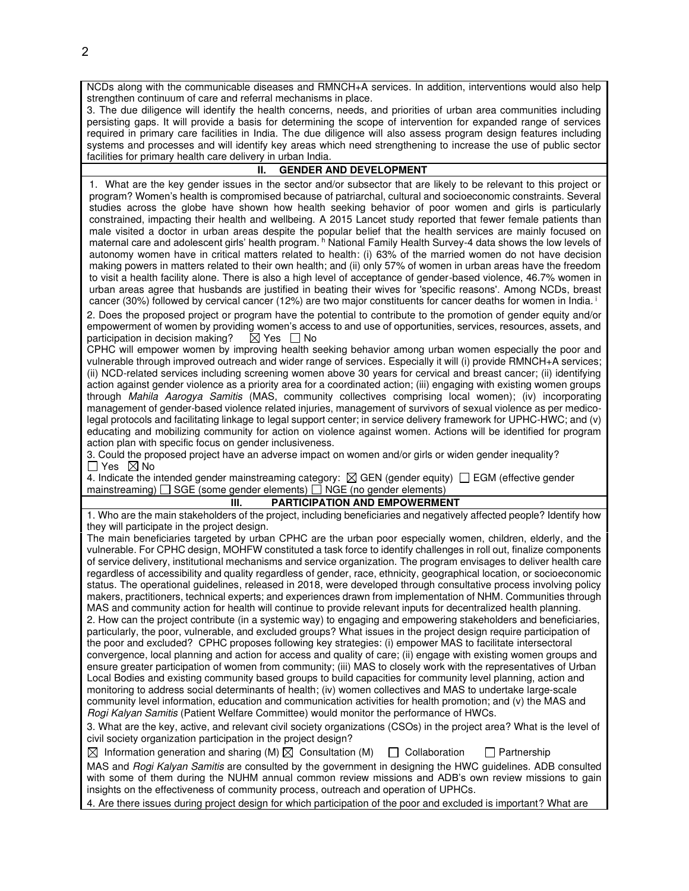NCDs along with the communicable diseases and RMNCH+A services. In addition, interventions would also help strengthen continuum of care and referral mechanisms in place.

3. The due diligence will identify the health concerns, needs, and priorities of urban area communities including persisting gaps. It will provide a basis for determining the scope of intervention for expanded range of services required in primary care facilities in India. The due diligence will also assess program design features including systems and processes and will identify key areas which need strengthening to increase the use of public sector facilities for primary health care delivery in urban India.

## II. GENDER AND DEVELOPMENT

1. What are the key gender issues in the sector and/or subsector that are likely to be relevant to this project or program? Women's health is compromised because of patriarchal, cultural and socioeconomic constraints. Several studies across the globe have shown how health seeking behavior of poor women and girls is particularly constrained, impacting their health and wellbeing. A 2015 Lancet study reported that fewer female patients than male visited a doctor in urban areas despite the popular belief that the health services are mainly focused on maternal care and adolescent girls' health program. [h] National Family Health Survey-4 data shows the low levels of autonomy women have in critical matters related to health: (i) 63% of the married women do not have decision making powers in matters related to their own health; and (ii) only 57% of women in urban areas have the freedom to visit a health facility alone. There is also a high level of acceptance of gender-based violence, 46.7% women in urban areas agree that husbands are justified in beating their wives for 'specific reasons'. Among NCDs, breast cancer (30%) followed by cervical cancer (12%) are two major constituents for cancer deaths for women in India. [i]

2. Does the proposed project or program have the potential to contribute to the promotion of gender equity and/or empowerment of women by providing women's access to and use of opportunities, services, resources, assets, and participation in decision making? ☒ Yes ☐ No

CPHC will empower women by improving health seeking behavior among urban women especially the poor and vulnerable through improved outreach and wider range of services. Especially it will (i) provide RMNCH+A services; (ii) NCD-related services including screening women above 30 years for cervical and breast cancer; (ii) identifying action against gender violence as a priority area for a coordinated action; (iii) engaging with existing women groups through *Mahila Aarogya Samitis* (MAS, community collectives comprising local women); (iv) incorporating management of gender-based violence related injuries, management of survivors of sexual violence as per medico-legal protocols and facilitating linkage to legal support center; in service delivery framework for UPHC-HWC; and (v) educating and mobilizing community for action on violence against women. Actions will be identified for program action plan with specific focus on gender inclusiveness.

3. Could the proposed project have an adverse impact on women and/or girls or widen gender inequality?
☐ Yes ☒ No

4. Indicate the intended gender mainstreaming category: ☒ GEN (gender equity) ☐ EGM (effective gender mainstreaming) ☐ SGE (some gender elements) ☐ NGE (no gender elements)

## III. PARTICIPATION AND EMPOWERMENT

1. Who are the main stakeholders of the project, including beneficiaries and negatively affected people? Identify how they will participate in the project design.

The main beneficiaries targeted by urban CPHC are the urban poor especially women, children, elderly, and the vulnerable. For CPHC design, MOHFW constituted a task force to identify challenges in roll out, finalize components of service delivery, institutional mechanisms and service organization. The program envisages to deliver health care regardless of accessibility and quality regardless of gender, race, ethnicity, geographical location, or socioeconomic status. The operational guidelines, released in 2018, were developed through consultative process involving policy makers, practitioners, technical experts; and experiences drawn from implementation of NHM. Communities through MAS and community action for health will continue to provide relevant inputs for decentralized health planning.

2. How can the project contribute (in a systemic way) to engaging and empowering stakeholders and beneficiaries, particularly, the poor, vulnerable, and excluded groups? What issues in the project design require participation of the poor and excluded? CPHC proposes following key strategies: (i) empower MAS to facilitate intersectoral convergence, local planning and action for access and quality of care; (ii) engage with existing women groups and ensure greater participation of women from community; (iii) MAS to closely work with the representatives of Urban Local Bodies and existing community based groups to build capacities for community level planning, action and monitoring to address social determinants of health; (iv) women collectives and MAS to undertake large-scale community level information, education and communication activities for health promotion; and (v) the MAS and *Rogi Kalyan Samitis* (Patient Welfare Committee) would monitor the performance of HWCs.

3. What are the key, active, and relevant civil society organizations (CSOs) in the project area? What is the level of civil society organization participation in the project design?

☒ Information generation and sharing (M) ☒ Consultation (M) ☐ Collaboration ☐ Partnership

MAS and *Rogi Kalyan Samitis* are consulted by the government in designing the HWC guidelines. ADB consulted with some of them during the NUHM annual common review missions and ADB's own review missions to gain insights on the effectiveness of community process, outreach and operation of UPHCs.

4. Are there issues during project design for which participation of the poor and excluded is important? What are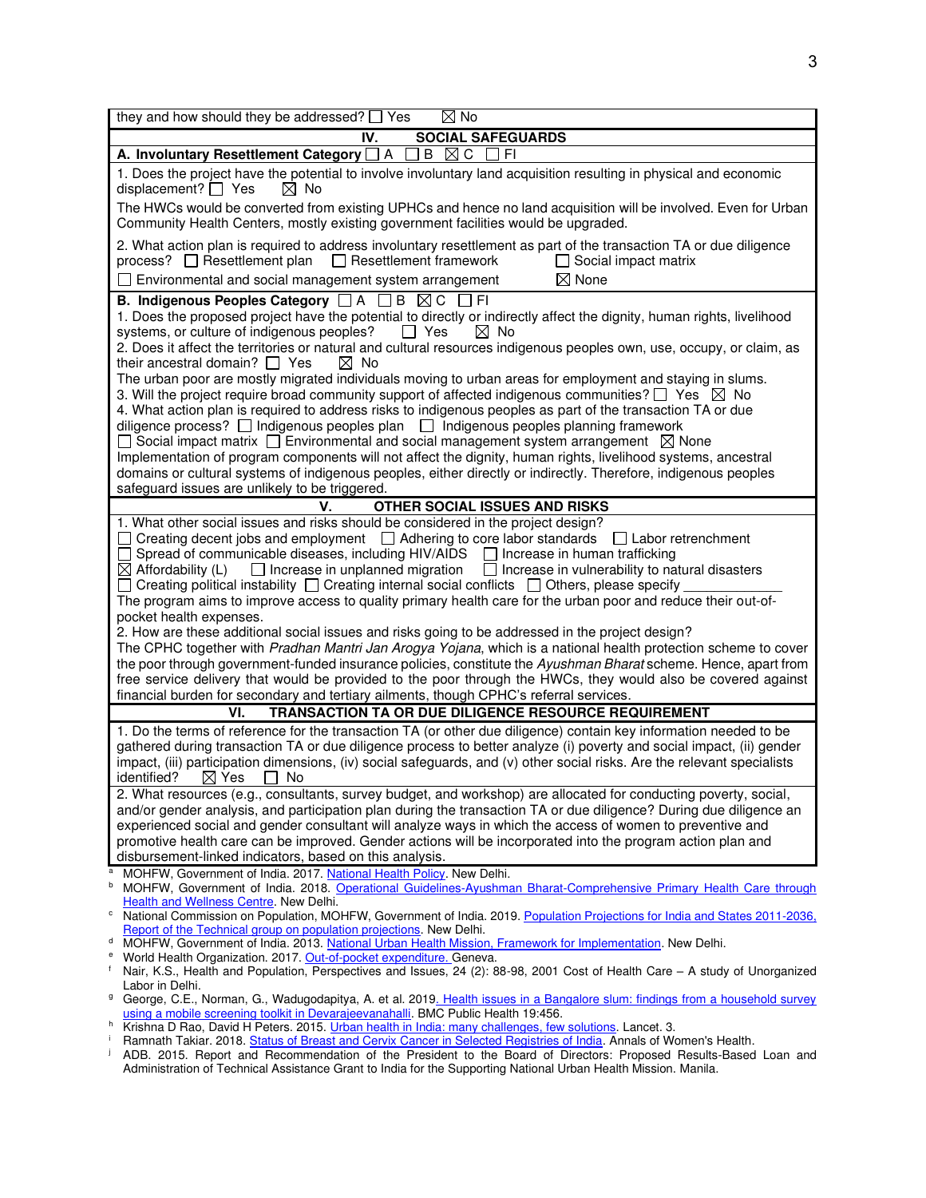they and how should they be addressed? ☐ Yes ☒ No

## IV. SOCIAL SAFEGUARDS

**A. Involuntary Resettlement Category** ☐ A ☐ B ☒ C ☐ FI

1. Does the project have the potential to involve involuntary land acquisition resulting in physical and economic displacement? ☐ Yes ☒ No

The HWCs would be converted from existing UPHCs and hence no land acquisition will be involved. Even for Urban Community Health Centers, mostly existing government facilities would be upgraded.

2. What action plan is required to address involuntary resettlement as part of the transaction TA or due diligence process? ☐ Resettlement plan ☐ Resettlement framework ☐ Social impact matrix
☐ Environmental and social management system arrangement ☒ None

**B. Indigenous Peoples Category** ☐ A ☐ B ☒ C ☐ FI

1. Does the proposed project have the potential to directly or indirectly affect the dignity, human rights, livelihood systems, or culture of indigenous peoples? ☐ Yes ☒ No
2. Does it affect the territories or natural and cultural resources indigenous peoples own, use, occupy, or claim, as their ancestral domain? ☐ Yes ☒ No

The urban poor are mostly migrated individuals moving to urban areas for employment and staying in slums.

3. Will the project require broad community support of affected indigenous communities? ☐ Yes ☒ No
4. What action plan is required to address risks to indigenous peoples as part of the transaction TA or due diligence process? ☐ Indigenous peoples plan ☐ Indigenous peoples planning framework
☐ Social impact matrix ☐ Environmental and social management system arrangement ☒ None

Implementation of program components will not affect the dignity, human rights, livelihood systems, ancestral domains or cultural systems of indigenous peoples, either directly or indirectly. Therefore, indigenous peoples safeguard issues are unlikely to be triggered.

## V. OTHER SOCIAL ISSUES AND RISKS

1. What other social issues and risks should be considered in the project design?
☐ Creating decent jobs and employment ☐ Adhering to core labor standards ☐ Labor retrenchment
☐ Spread of communicable diseases, including HIV/AIDS ☐ Increase in human trafficking
☒ Affordability (L) ☐ Increase in unplanned migration ☐ Increase in vulnerability to natural disasters
☐ Creating political instability ☐ Creating internal social conflicts ☐ Others, please specify ______

The program aims to improve access to quality primary health care for the urban poor and reduce their out-of-pocket health expenses.

2. How are these additional social issues and risks going to be addressed in the project design?

The CPHC together with *Pradhan Mantri Jan Arogya Yojana*, which is a national health protection scheme to cover the poor through government-funded insurance policies, constitute the *Ayushman Bharat* scheme. Hence, apart from free service delivery that would be provided to the poor through the HWCs, they would also be covered against financial burden for secondary and tertiary ailments, though CPHC's referral services.

## VI. TRANSACTION TA OR DUE DILIGENCE RESOURCE REQUIREMENT

1. Do the terms of reference for the transaction TA (or other due diligence) contain key information needed to be gathered during transaction TA or due diligence process to better analyze (i) poverty and social impact, (ii) gender impact, (iii) participation dimensions, (iv) social safeguards, and (v) other social risks. Are the relevant specialists identified? ☒ Yes ☐ No

2. What resources (e.g., consultants, survey budget, and workshop) are allocated for conducting poverty, social, and/or gender analysis, and participation plan during the transaction TA or due diligence? During due diligence an experienced social and gender consultant will analyze ways in which the access of women to preventive and promotive health care can be improved. Gender actions will be incorporated into the program action plan and disbursement-linked indicators, based on this analysis.

[a] MOHFW, Government of India. 2017. National Health Policy. New Delhi.
[b] MOHFW, Government of India. 2018. Operational Guidelines-Ayushman Bharat-Comprehensive Primary Health Care through Health and Wellness Centre. New Delhi.
[c] National Commission on Population, MOHFW, Government of India. 2019. Population Projections for India and States 2011-2036, Report of the Technical group on population projections. New Delhi.
[d] MOHFW, Government of India. 2013. National Urban Health Mission, Framework for Implementation. New Delhi.
[e] World Health Organization. 2017. Out-of-pocket expenditure. Geneva.
[f] Nair, K.S., Health and Population, Perspectives and Issues, 24 (2): 88-98, 2001 Cost of Health Care – A study of Unorganized Labor in Delhi.
[g] George, C.E., Norman, G., Wadugodapitya, A. et al. 2019. Health issues in a Bangalore slum: findings from a household survey using a mobile screening toolkit in Devarajeevanahalli. BMC Public Health 19:456.
[h] Krishna D Rao, David H Peters. 2015. Urban health in India: many challenges, few solutions. Lancet. 3.
[i] Ramnath Takiar. 2018. Status of Breast and Cervix Cancer in Selected Registries of India. Annals of Women's Health.
[j] ADB. 2015. Report and Recommendation of the President to the Board of Directors: Proposed Results-Based Loan and Administration of Technical Assistance Grant to India for the Supporting National Urban Health Mission. Manila.